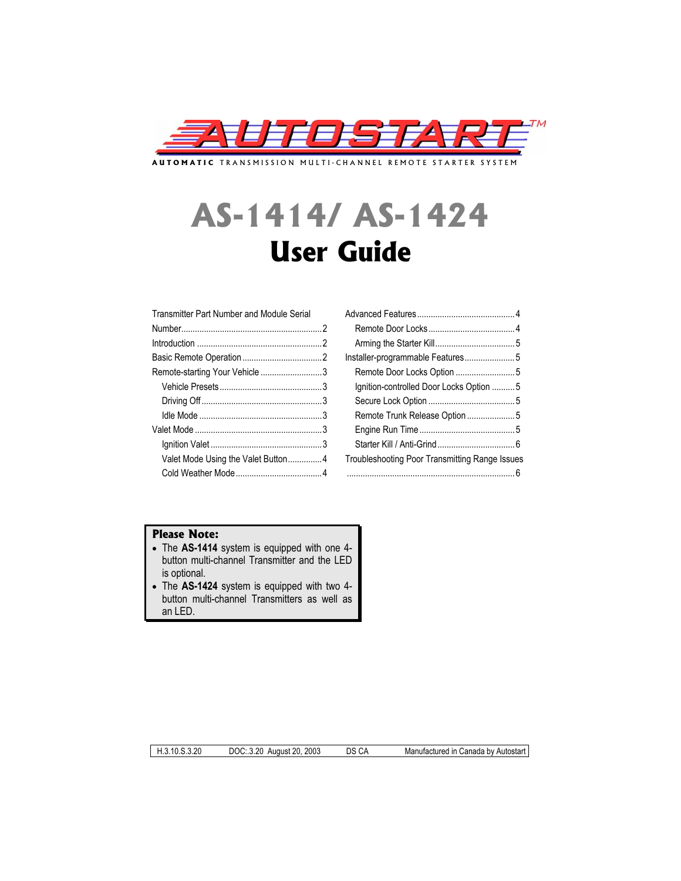# AUTOSTART™

**AUTOMATIC** TRANSMISSION MULTI-CHANNEL REMOTE STARTER SYSTEM

# AS-1414/ AS-1424
# User Guide

- Transmitter Part Number and Module Serial Number .... 2
- Introduction .... 2
- Basic Remote Operation .... 2
- Remote-starting Your Vehicle .... 3
  - Vehicle Presets .... 3
  - Driving Off .... 3
  - Idle Mode .... 3
- Valet Mode .... 3
  - Ignition Valet .... 3
  - Valet Mode Using the Valet Button .... 4
  - Cold Weather Mode .... 4
- Advanced Features .... 4
  - Remote Door Locks .... 4
  - Arming the Starter Kill .... 5
- Installer-programmable Features .... 5
  - Remote Door Locks Option .... 5
  - Ignition-controlled Door Locks Option .... 5
  - Secure Lock Option .... 5
  - Remote Trunk Release Option .... 5
  - Engine Run Time .... 5
  - Starter Kill / Anti-Grind .... 6
- Troubleshooting Poor Transmitting Range Issues .... 6

**Please Note:**

- The **AS-1414** system is equipped with one 4-button multi-channel Transmitter and the LED is optional.
- The **AS-1424** system is equipped with two 4-button multi-channel Transmitters as well as an LED.

H.3.10.S.3.20 DOC:.3.20 August 20, 2003 DS CA Manufactured in Canada by Autostart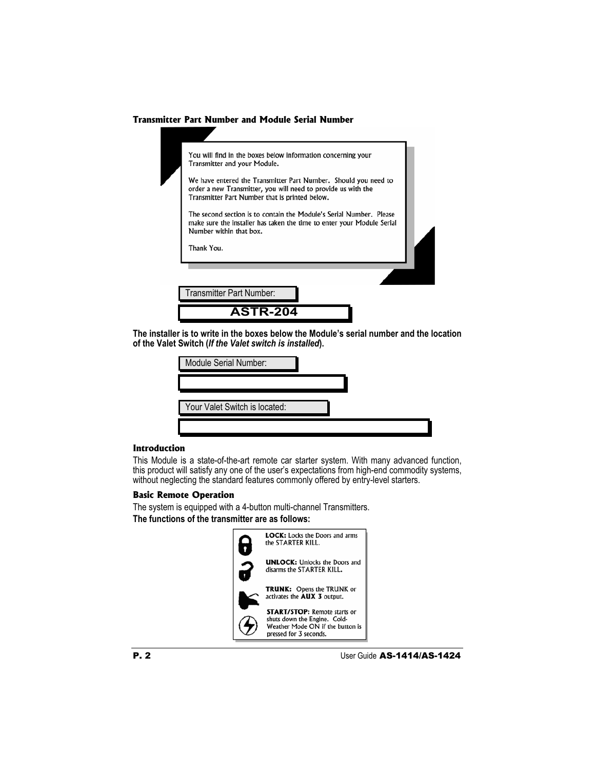### Transmitter Part Number and Module Serial Number

You will find in the boxes below information concerning your Transmitter and your Module.

We have entered the Transmitter Part Number. Should you need to order a new Transmitter, you will need to provide us with the Transmitter Part Number that is printed below.

The second section is to contain the Module's Serial Number. Please make sure the installer has taken the time to enter your Module Serial Number within that box.

Thank You.

Transmitter Part Number:

**ASTR-204**

**The installer is to write in the boxes below the Module's serial number and the location of the Valet Switch (*If the Valet switch is installed*).**

Module Serial Number:

Your Valet Switch is located:

### Introduction

This Module is a state-of-the-art remote car starter system. With many advanced function, this product will satisfy any one of the user's expectations from high-end commodity systems, without neglecting the standard features commonly offered by entry-level starters.

### Basic Remote Operation

The system is equipped with a 4-button multi-channel Transmitters.

**The functions of the transmitter are as follows:**

- **LOCK:** Locks the Doors and arms the STARTER KILL.
- **UNLOCK:** Unlocks the Doors and disarms the STARTER KILL.
- **TRUNK:** Opens the TRUNK or activates the **AUX 3** output.
- **START/STOP:** Remote starts or shuts down the Engine. Cold-Weather Mode ON if the button is pressed for 3 seconds.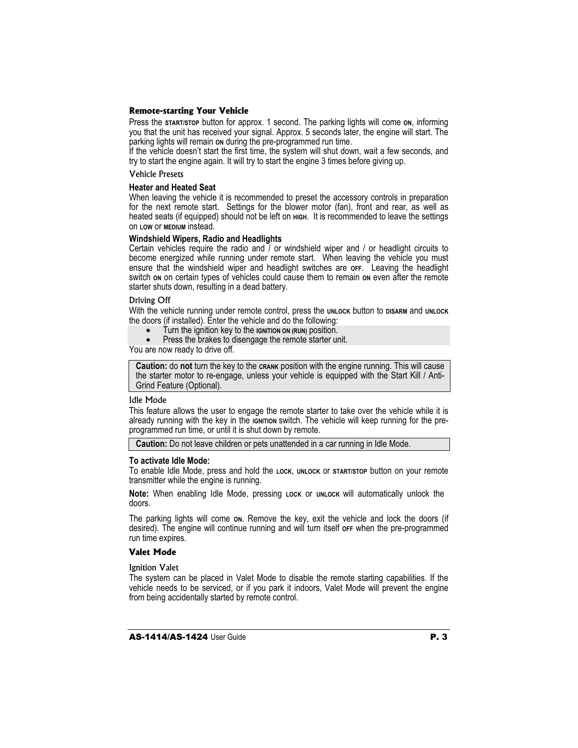## Remote-starting Your Vehicle

Press the START/STOP button for approx. 1 second. The parking lights will come ON, informing you that the unit has received your signal. Approx. 5 seconds later, the engine will start. The parking lights will remain ON during the pre-programmed run time.
If the vehicle doesn't start the first time, the system will shut down, wait a few seconds, and try to start the engine again. It will try to start the engine 3 times before giving up.

### Vehicle Presets

**Heater and Heated Seat**

When leaving the vehicle it is recommended to preset the accessory controls in preparation for the next remote start. Settings for the blower motor (fan), front and rear, as well as heated seats (if equipped) should not be left on HIGH. It is recommended to leave the settings on LOW or MEDIUM instead.

**Windshield Wipers, Radio and Headlights**

Certain vehicles require the radio and / or windshield wiper and / or headlight circuits to become energized while running under remote start. When leaving the vehicle you must ensure that the windshield wiper and headlight switches are OFF. Leaving the headlight switch ON on certain types of vehicles could cause them to remain ON even after the remote starter shuts down, resulting in a dead battery.

### Driving Off

With the vehicle running under remote control, press the UNLOCK button to DISARM and UNLOCK the doors (if installed). Enter the vehicle and do the following:

- Turn the ignition key to the IGNITION ON (RUN) position.
- Press the brakes to disengage the remote starter unit.

You are now ready to drive off.

> **Caution:** do **not** turn the key to the CRANK position with the engine running. This will cause the starter motor to re-engage, unless your vehicle is equipped with the Start Kill / Anti-Grind Feature (Optional).

### Idle Mode

This feature allows the user to engage the remote starter to take over the vehicle while it is already running with the key in the IGNITION switch. The vehicle will keep running for the pre-programmed run time, or until it is shut down by remote.

> **Caution:** Do not leave children or pets unattended in a car running in Idle Mode.

**To activate Idle Mode:**

To enable Idle Mode, press and hold the LOCK, UNLOCK or START/STOP button on your remote transmitter while the engine is running.

**Note:** When enabling Idle Mode, pressing LOCK or UNLOCK will automatically unlock the doors.

The parking lights will come ON. Remove the key, exit the vehicle and lock the doors (if desired). The engine will continue running and will turn itself OFF when the pre-programmed run time expires.

## Valet Mode

### Ignition Valet

The system can be placed in Valet Mode to disable the remote starting capabilities. If the vehicle needs to be serviced, or if you park it indoors, Valet Mode will prevent the engine from being accidentally started by remote control.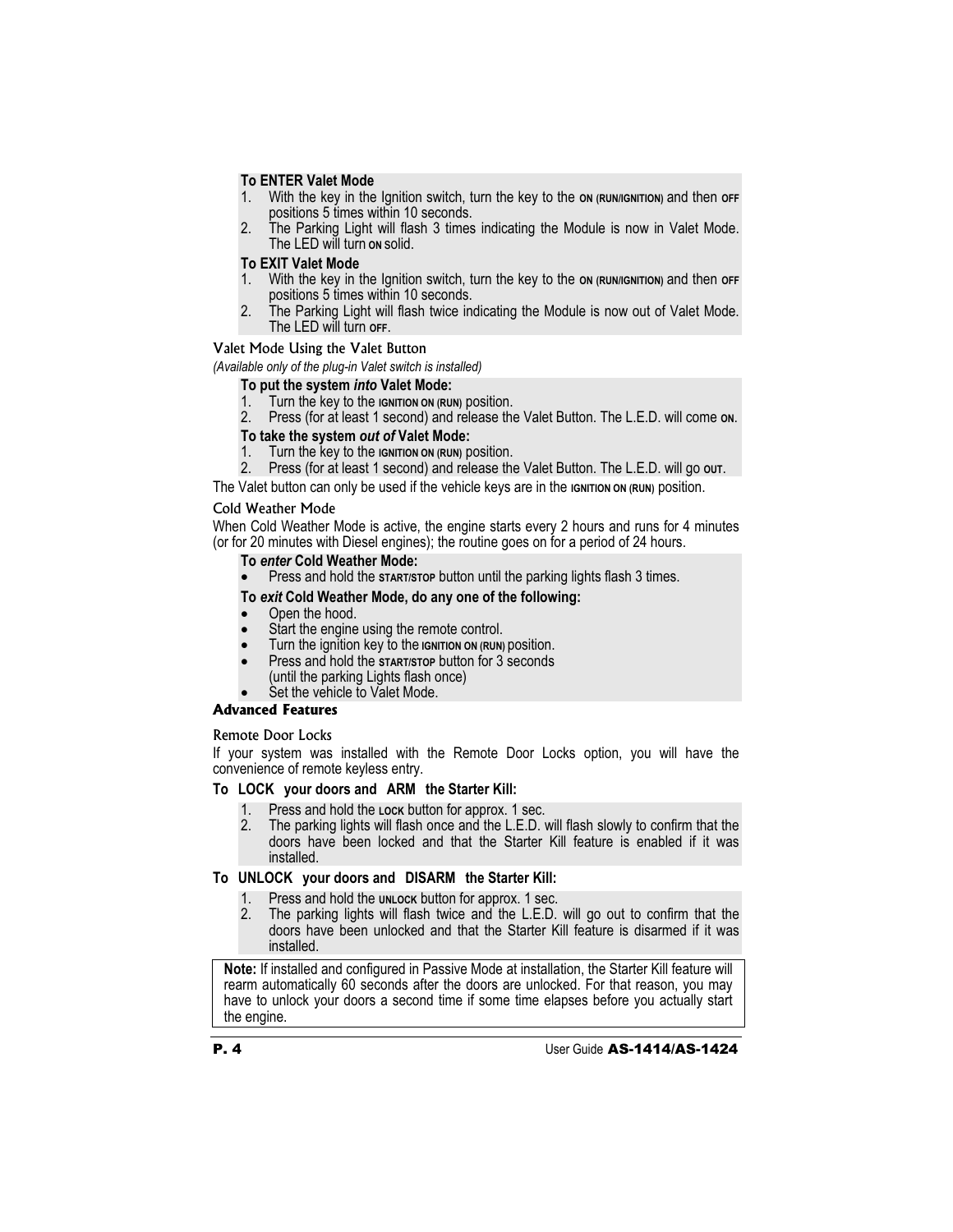**To ENTER Valet Mode**

1. With the key in the Ignition switch, turn the key to the ON (RUN/IGNITION) and then OFF positions 5 times within 10 seconds.
2. The Parking Light will flash 3 times indicating the Module is now in Valet Mode. The LED will turn ON solid.

**To EXIT Valet Mode**

1. With the key in the Ignition switch, turn the key to the ON (RUN/IGNITION) and then OFF positions 5 times within 10 seconds.
2. The Parking Light will flash twice indicating the Module is now out of Valet Mode. The LED will turn OFF.

### Valet Mode Using the Valet Button

*(Available only of the plug-in Valet switch is installed)*

**To put the system *into* Valet Mode:**

1. Turn the key to the IGNITION ON (RUN) position.
2. Press (for at least 1 second) and release the Valet Button. The L.E.D. will come ON.

**To take the system *out of* Valet Mode:**

1. Turn the key to the IGNITION ON (RUN) position.
2. Press (for at least 1 second) and release the Valet Button. The L.E.D. will go OUT.

The Valet button can only be used if the vehicle keys are in the IGNITION ON (RUN) position.

### Cold Weather Mode

When Cold Weather Mode is active, the engine starts every 2 hours and runs for 4 minutes (or for 20 minutes with Diesel engines); the routine goes on for a period of 24 hours.

**To *enter* Cold Weather Mode:**

- Press and hold the START/STOP button until the parking lights flash 3 times.

**To *exit* Cold Weather Mode, do any one of the following:**

- Open the hood.
- Start the engine using the remote control.
- Turn the ignition key to the IGNITION ON (RUN) position.
- Press and hold the START/STOP button for 3 seconds (until the parking Lights flash once)
- Set the vehicle to Valet Mode.

## Advanced Features

### Remote Door Locks

If your system was installed with the Remote Door Locks option, you will have the convenience of remote keyless entry.

**To LOCK your doors and ARM the Starter Kill:**

1. Press and hold the LOCK button for approx. 1 sec.
2. The parking lights will flash once and the L.E.D. will flash slowly to confirm that the doors have been locked and that the Starter Kill feature is enabled if it was installed.

**To UNLOCK your doors and DISARM the Starter Kill:**

1. Press and hold the UNLOCK button for approx. 1 sec.
2. The parking lights will flash twice and the L.E.D. will go out to confirm that the doors have been unlocked and that the Starter Kill feature is disarmed if it was installed.

**Note:** If installed and configured in Passive Mode at installation, the Starter Kill feature will rearm automatically 60 seconds after the doors are unlocked. For that reason, you may have to unlock your doors a second time if some time elapses before you actually start the engine.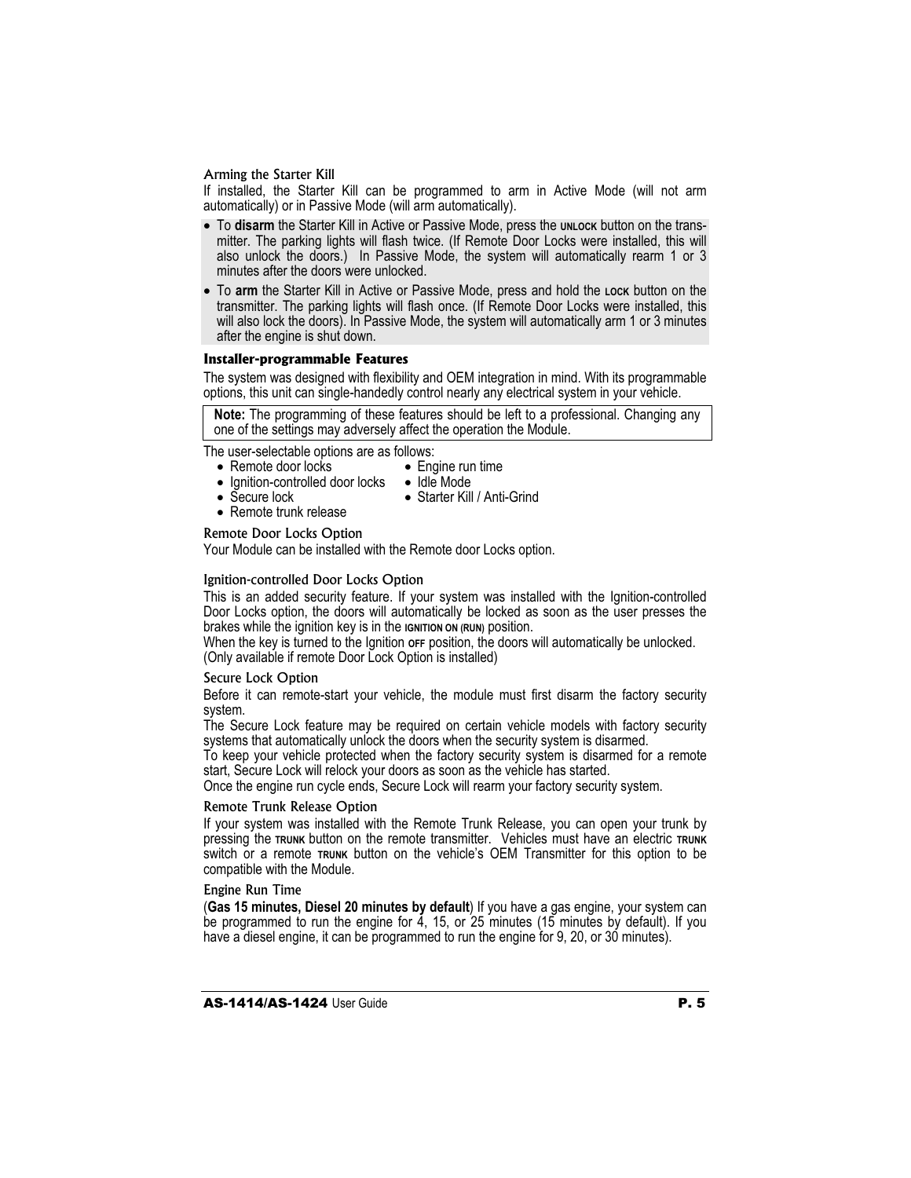### Arming the Starter Kill

If installed, the Starter Kill can be programmed to arm in Active Mode (will not arm automatically) or in Passive Mode (will arm automatically).

- To **disarm** the Starter Kill in Active or Passive Mode, press the UNLOCK button on the transmitter. The parking lights will flash twice. (If Remote Door Locks were installed, this will also unlock the doors.) In Passive Mode, the system will automatically rearm 1 or 3 minutes after the doors were unlocked.
- To **arm** the Starter Kill in Active or Passive Mode, press and hold the LOCK button on the transmitter. The parking lights will flash once. (If Remote Door Locks were installed, this will also lock the doors). In Passive Mode, the system will automatically arm 1 or 3 minutes after the engine is shut down.

## Installer-programmable Features

The system was designed with flexibility and OEM integration in mind. With its programmable options, this unit can single-handedly control nearly any electrical system in your vehicle.

> **Note:** The programming of these features should be left to a professional. Changing any one of the settings may adversely affect the operation the Module.

The user-selectable options are as follows:

- Remote door locks
- Ignition-controlled door locks
- Secure lock
- Remote trunk release
- Engine run time
- Idle Mode
- Starter Kill / Anti-Grind

### Remote Door Locks Option

Your Module can be installed with the Remote door Locks option.

### Ignition-controlled Door Locks Option

This is an added security feature. If your system was installed with the Ignition-controlled Door Locks option, the doors will automatically be locked as soon as the user presses the brakes while the ignition key is in the IGNITION ON (RUN) position.

When the key is turned to the Ignition OFF position, the doors will automatically be unlocked. (Only available if remote Door Lock Option is installed)

### Secure Lock Option

Before it can remote-start your vehicle, the module must first disarm the factory security system.

The Secure Lock feature may be required on certain vehicle models with factory security systems that automatically unlock the doors when the security system is disarmed.

To keep your vehicle protected when the factory security system is disarmed for a remote start, Secure Lock will relock your doors as soon as the vehicle has started.

Once the engine run cycle ends, Secure Lock will rearm your factory security system.

### Remote Trunk Release Option

If your system was installed with the Remote Trunk Release, you can open your trunk by pressing the TRUNK button on the remote transmitter. Vehicles must have an electric TRUNK switch or a remote TRUNK button on the vehicle's OEM Transmitter for this option to be compatible with the Module.

### Engine Run Time

(**Gas 15 minutes, Diesel 20 minutes by default**) If you have a gas engine, your system can be programmed to run the engine for 4, 15, or 25 minutes (15 minutes by default). If you have a diesel engine, it can be programmed to run the engine for 9, 20, or 30 minutes).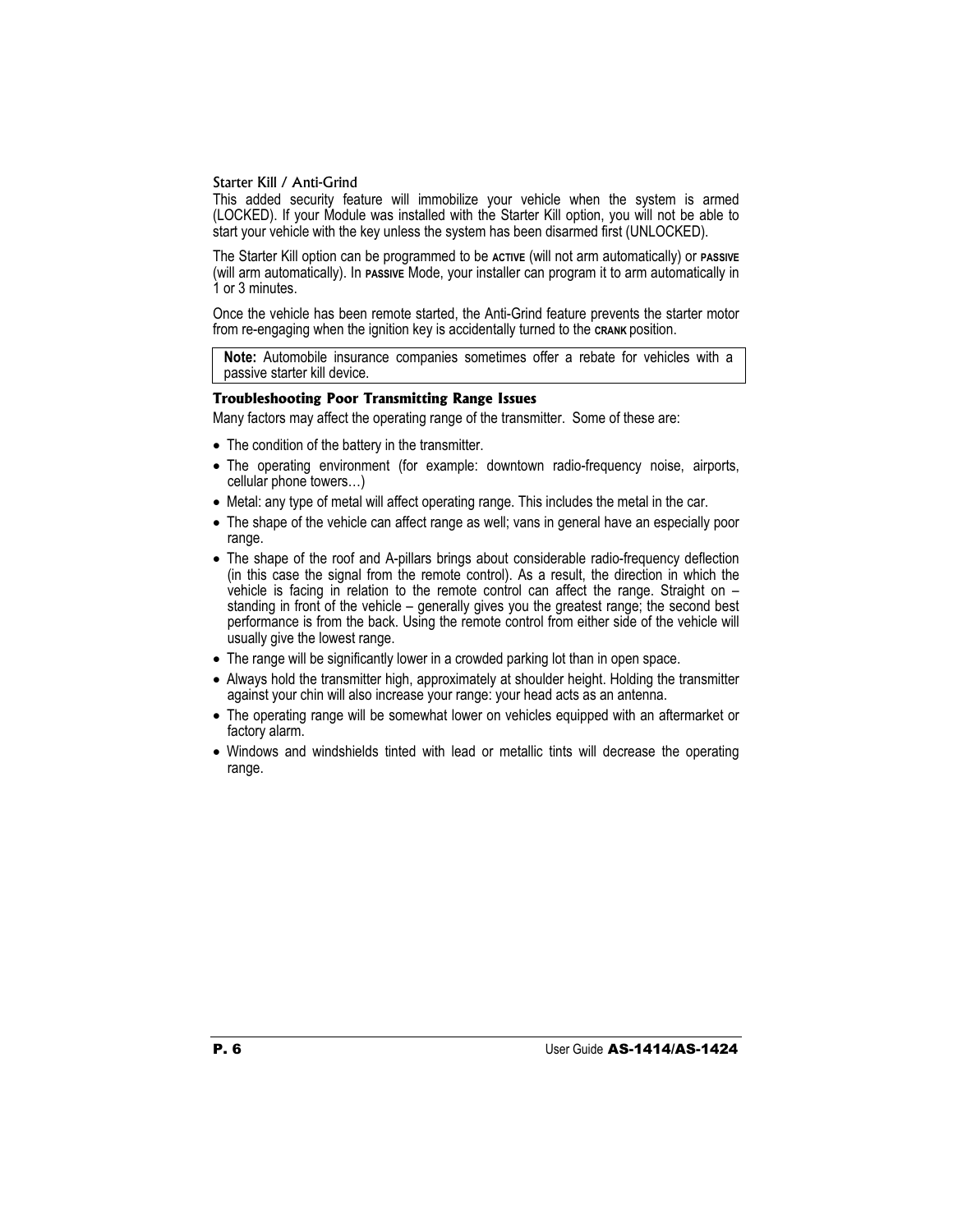### Starter Kill / Anti-Grind

This added security feature will immobilize your vehicle when the system is armed (LOCKED). If your Module was installed with the Starter Kill option, you will not be able to start your vehicle with the key unless the system has been disarmed first (UNLOCKED).

The Starter Kill option can be programmed to be **ACTIVE** (will not arm automatically) or **PASSIVE** (will arm automatically). In **PASSIVE** Mode, your installer can program it to arm automatically in 1 or 3 minutes.

Once the vehicle has been remote started, the Anti-Grind feature prevents the starter motor from re-engaging when the ignition key is accidentally turned to the **CRANK** position.

> **Note:** Automobile insurance companies sometimes offer a rebate for vehicles with a passive starter kill device.

### Troubleshooting Poor Transmitting Range Issues

Many factors may affect the operating range of the transmitter. Some of these are:

- The condition of the battery in the transmitter.
- The operating environment (for example: downtown radio-frequency noise, airports, cellular phone towers…)
- Metal: any type of metal will affect operating range. This includes the metal in the car.
- The shape of the vehicle can affect range as well; vans in general have an especially poor range.
- The shape of the roof and A-pillars brings about considerable radio-frequency deflection (in this case the signal from the remote control). As a result, the direction in which the vehicle is facing in relation to the remote control can affect the range. Straight on – standing in front of the vehicle – generally gives you the greatest range; the second best performance is from the back. Using the remote control from either side of the vehicle will usually give the lowest range.
- The range will be significantly lower in a crowded parking lot than in open space.
- Always hold the transmitter high, approximately at shoulder height. Holding the transmitter against your chin will also increase your range: your head acts as an antenna.
- The operating range will be somewhat lower on vehicles equipped with an aftermarket or factory alarm.
- Windows and windshields tinted with lead or metallic tints will decrease the operating range.